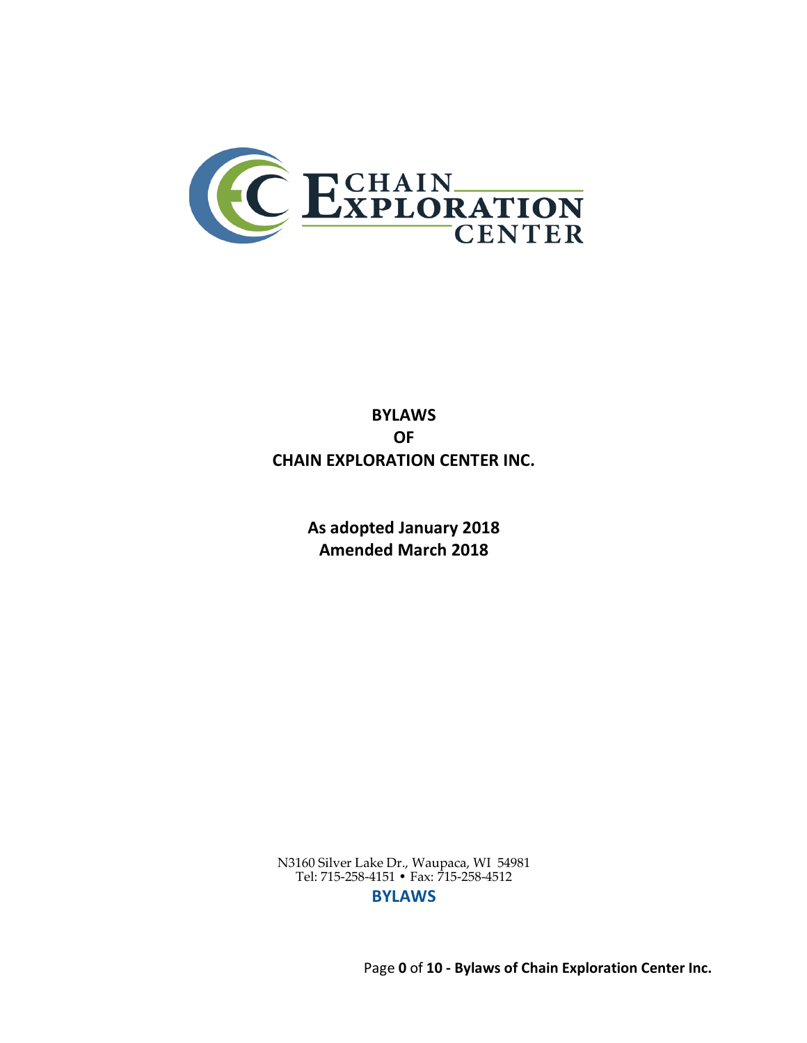# BYLAWS
# OF
# CHAIN EXPLORATION CENTER INC.

**As adopted January 2018**
**Amended March 2018**

N3160 Silver Lake Dr., Waupaca, WI 54981
Tel: 715-258-4151 • Fax: 715-258-4512

**BYLAWS**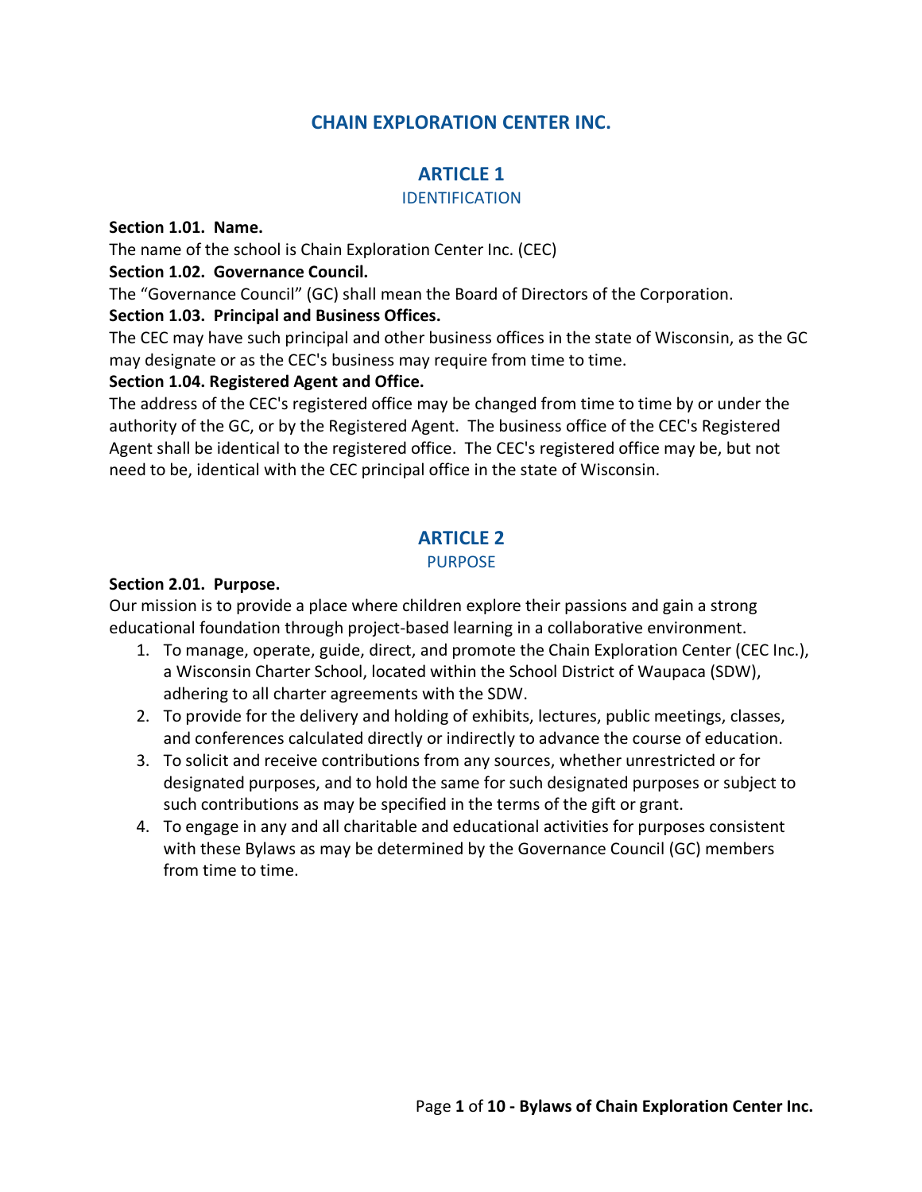# CHAIN EXPLORATION CENTER INC.

## ARTICLE 1

### IDENTIFICATION

**Section 1.01. Name.**
The name of the school is Chain Exploration Center Inc. (CEC)

**Section 1.02. Governance Council.**
The "Governance Council" (GC) shall mean the Board of Directors of the Corporation.

**Section 1.03. Principal and Business Offices.**
The CEC may have such principal and other business offices in the state of Wisconsin, as the GC may designate or as the CEC's business may require from time to time.

**Section 1.04. Registered Agent and Office.**
The address of the CEC's registered office may be changed from time to time by or under the authority of the GC, or by the Registered Agent. The business office of the CEC's Registered Agent shall be identical to the registered office. The CEC's registered office may be, but not need to be, identical with the CEC principal office in the state of Wisconsin.

## ARTICLE 2

### PURPOSE

**Section 2.01. Purpose.**
Our mission is to provide a place where children explore their passions and gain a strong educational foundation through project-based learning in a collaborative environment.

1. To manage, operate, guide, direct, and promote the Chain Exploration Center (CEC Inc.), a Wisconsin Charter School, located within the School District of Waupaca (SDW), adhering to all charter agreements with the SDW.
2. To provide for the delivery and holding of exhibits, lectures, public meetings, classes, and conferences calculated directly or indirectly to advance the course of education.
3. To solicit and receive contributions from any sources, whether unrestricted or for designated purposes, and to hold the same for such designated purposes or subject to such contributions as may be specified in the terms of the gift or grant.
4. To engage in any and all charitable and educational activities for purposes consistent with these Bylaws as may be determined by the Governance Council (GC) members from time to time.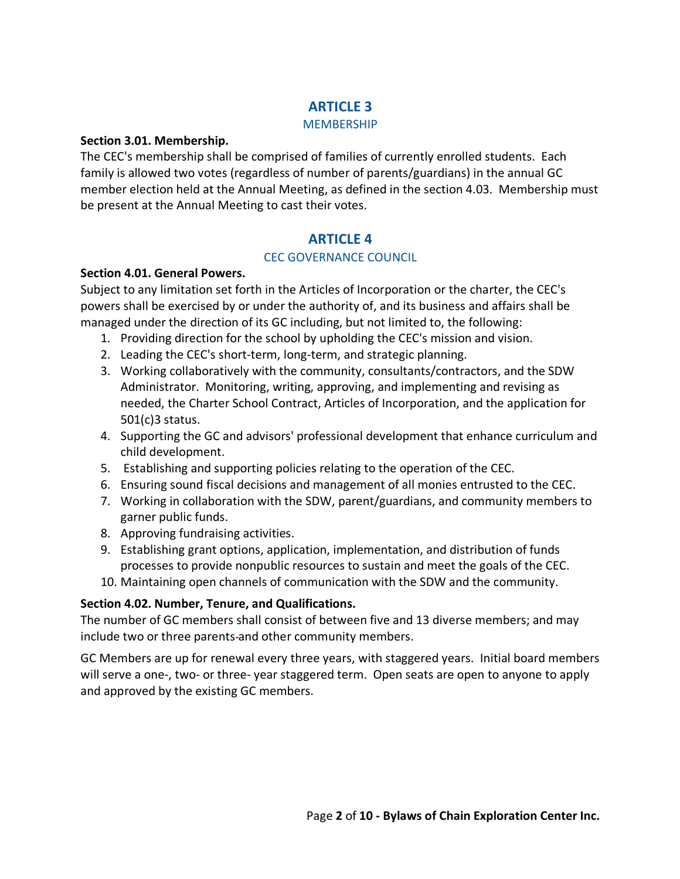# ARTICLE 3

## MEMBERSHIP

**Section 3.01. Membership.**

The CEC's membership shall be comprised of families of currently enrolled students. Each family is allowed two votes (regardless of number of parents/guardians) in the annual GC member election held at the Annual Meeting, as defined in the section 4.03. Membership must be present at the Annual Meeting to cast their votes.

# ARTICLE 4

## CEC GOVERNANCE COUNCIL

**Section 4.01. General Powers.**

Subject to any limitation set forth in the Articles of Incorporation or the charter, the CEC's powers shall be exercised by or under the authority of, and its business and affairs shall be managed under the direction of its GC including, but not limited to, the following:

1. Providing direction for the school by upholding the CEC's mission and vision.
2. Leading the CEC's short-term, long-term, and strategic planning.
3. Working collaboratively with the community, consultants/contractors, and the SDW Administrator. Monitoring, writing, approving, and implementing and revising as needed, the Charter School Contract, Articles of Incorporation, and the application for 501(c)3 status.
4. Supporting the GC and advisors' professional development that enhance curriculum and child development.
5. Establishing and supporting policies relating to the operation of the CEC.
6. Ensuring sound fiscal decisions and management of all monies entrusted to the CEC.
7. Working in collaboration with the SDW, parent/guardians, and community members to garner public funds.
8. Approving fundraising activities.
9. Establishing grant options, application, implementation, and distribution of funds processes to provide nonpublic resources to sustain and meet the goals of the CEC.
10. Maintaining open channels of communication with the SDW and the community.

**Section 4.02. Number, Tenure, and Qualifications.**

The number of GC members shall consist of between five and 13 diverse members; and may include two or three parents and other community members.

GC Members are up for renewal every three years, with staggered years. Initial board members will serve a one-, two- or three- year staggered term. Open seats are open to anyone to apply and approved by the existing GC members.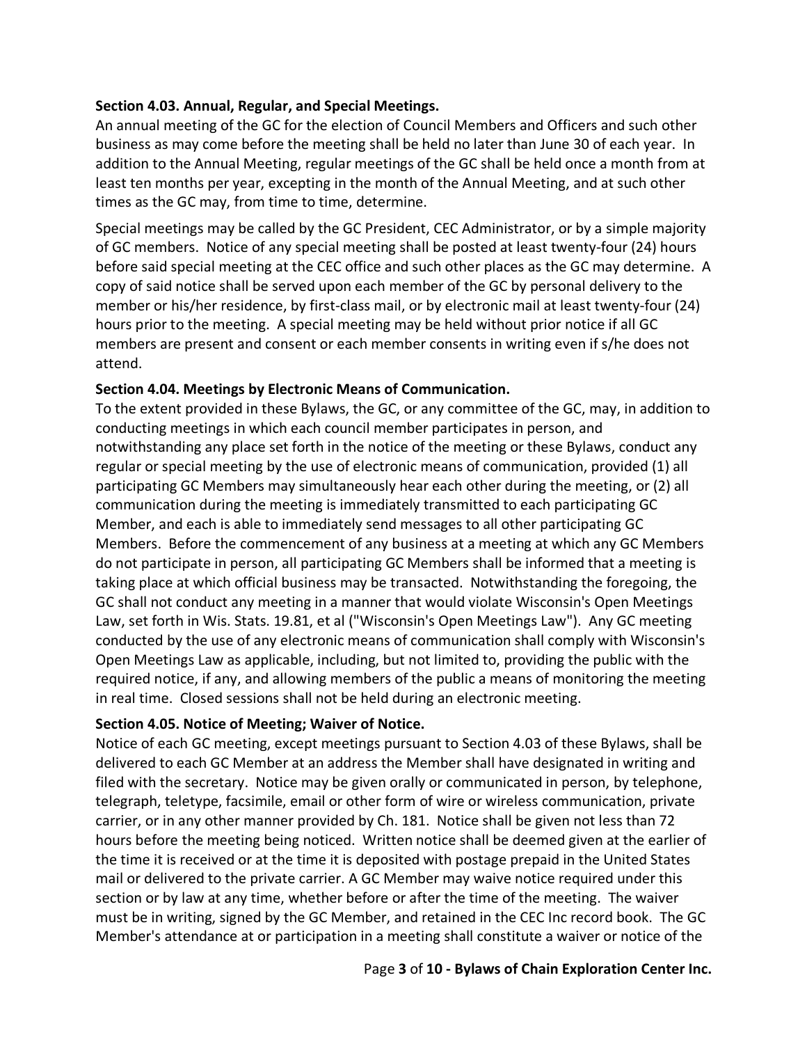**Section 4.03. Annual, Regular, and Special Meetings.**
An annual meeting of the GC for the election of Council Members and Officers and such other business as may come before the meeting shall be held no later than June 30 of each year. In addition to the Annual Meeting, regular meetings of the GC shall be held once a month from at least ten months per year, excepting in the month of the Annual Meeting, and at such other times as the GC may, from time to time, determine.

Special meetings may be called by the GC President, CEC Administrator, or by a simple majority of GC members. Notice of any special meeting shall be posted at least twenty-four (24) hours before said special meeting at the CEC office and such other places as the GC may determine. A copy of said notice shall be served upon each member of the GC by personal delivery to the member or his/her residence, by first-class mail, or by electronic mail at least twenty-four (24) hours prior to the meeting. A special meeting may be held without prior notice if all GC members are present and consent or each member consents in writing even if s/he does not attend.

**Section 4.04. Meetings by Electronic Means of Communication.**
To the extent provided in these Bylaws, the GC, or any committee of the GC, may, in addition to conducting meetings in which each council member participates in person, and notwithstanding any place set forth in the notice of the meeting or these Bylaws, conduct any regular or special meeting by the use of electronic means of communication, provided (1) all participating GC Members may simultaneously hear each other during the meeting, or (2) all communication during the meeting is immediately transmitted to each participating GC Member, and each is able to immediately send messages to all other participating GC Members. Before the commencement of any business at a meeting at which any GC Members do not participate in person, all participating GC Members shall be informed that a meeting is taking place at which official business may be transacted. Notwithstanding the foregoing, the GC shall not conduct any meeting in a manner that would violate Wisconsin's Open Meetings Law, set forth in Wis. Stats. 19.81, et al ("Wisconsin's Open Meetings Law"). Any GC meeting conducted by the use of any electronic means of communication shall comply with Wisconsin's Open Meetings Law as applicable, including, but not limited to, providing the public with the required notice, if any, and allowing members of the public a means of monitoring the meeting in real time. Closed sessions shall not be held during an electronic meeting.

**Section 4.05. Notice of Meeting; Waiver of Notice.**
Notice of each GC meeting, except meetings pursuant to Section 4.03 of these Bylaws, shall be delivered to each GC Member at an address the Member shall have designated in writing and filed with the secretary. Notice may be given orally or communicated in person, by telephone, telegraph, teletype, facsimile, email or other form of wire or wireless communication, private carrier, or in any other manner provided by Ch. 181. Notice shall be given not less than 72 hours before the meeting being noticed. Written notice shall be deemed given at the earlier of the time it is received or at the time it is deposited with postage prepaid in the United States mail or delivered to the private carrier. A GC Member may waive notice required under this section or by law at any time, whether before or after the time of the meeting. The waiver must be in writing, signed by the GC Member, and retained in the CEC Inc record book. The GC Member's attendance at or participation in a meeting shall constitute a waiver or notice of the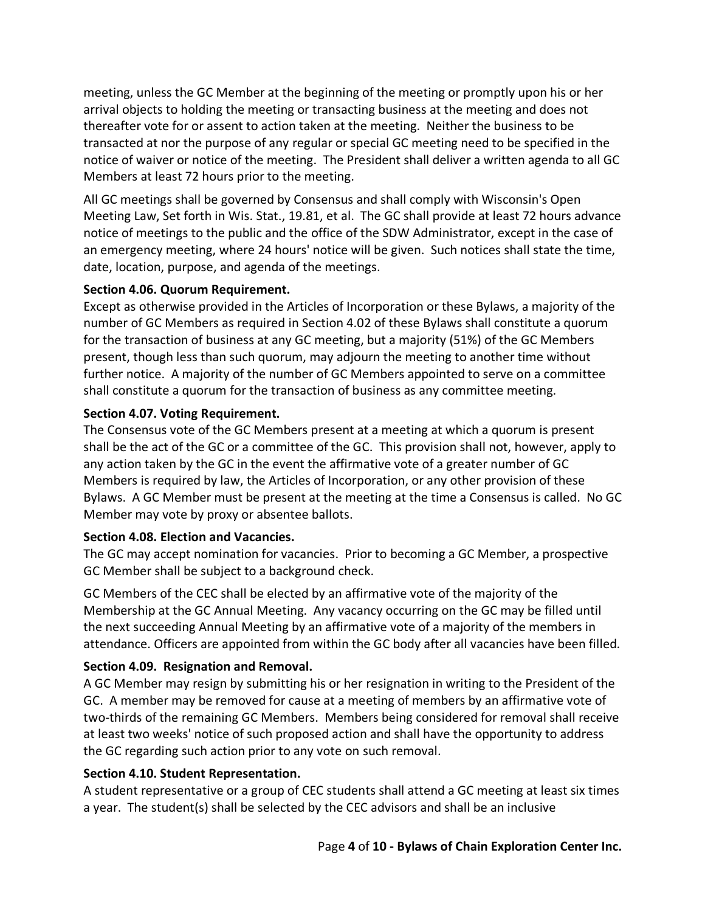meeting, unless the GC Member at the beginning of the meeting or promptly upon his or her arrival objects to holding the meeting or transacting business at the meeting and does not thereafter vote for or assent to action taken at the meeting. Neither the business to be transacted at nor the purpose of any regular or special GC meeting need to be specified in the notice of waiver or notice of the meeting. The President shall deliver a written agenda to all GC Members at least 72 hours prior to the meeting.

All GC meetings shall be governed by Consensus and shall comply with Wisconsin's Open Meeting Law, Set forth in Wis. Stat., 19.81, et al. The GC shall provide at least 72 hours advance notice of meetings to the public and the office of the SDW Administrator, except in the case of an emergency meeting, where 24 hours' notice will be given. Such notices shall state the time, date, location, purpose, and agenda of the meetings.

**Section 4.06. Quorum Requirement.**
Except as otherwise provided in the Articles of Incorporation or these Bylaws, a majority of the number of GC Members as required in Section 4.02 of these Bylaws shall constitute a quorum for the transaction of business at any GC meeting, but a majority (51%) of the GC Members present, though less than such quorum, may adjourn the meeting to another time without further notice. A majority of the number of GC Members appointed to serve on a committee shall constitute a quorum for the transaction of business as any committee meeting.

**Section 4.07. Voting Requirement.**
The Consensus vote of the GC Members present at a meeting at which a quorum is present shall be the act of the GC or a committee of the GC. This provision shall not, however, apply to any action taken by the GC in the event the affirmative vote of a greater number of GC Members is required by law, the Articles of Incorporation, or any other provision of these Bylaws. A GC Member must be present at the meeting at the time a Consensus is called. No GC Member may vote by proxy or absentee ballots.

**Section 4.08. Election and Vacancies.**
The GC may accept nomination for vacancies. Prior to becoming a GC Member, a prospective GC Member shall be subject to a background check.

GC Members of the CEC shall be elected by an affirmative vote of the majority of the Membership at the GC Annual Meeting. Any vacancy occurring on the GC may be filled until the next succeeding Annual Meeting by an affirmative vote of a majority of the members in attendance. Officers are appointed from within the GC body after all vacancies have been filled.

**Section 4.09. Resignation and Removal.**
A GC Member may resign by submitting his or her resignation in writing to the President of the GC. A member may be removed for cause at a meeting of members by an affirmative vote of two-thirds of the remaining GC Members. Members being considered for removal shall receive at least two weeks' notice of such proposed action and shall have the opportunity to address the GC regarding such action prior to any vote on such removal.

**Section 4.10. Student Representation.**
A student representative or a group of CEC students shall attend a GC meeting at least six times a year. The student(s) shall be selected by the CEC advisors and shall be an inclusive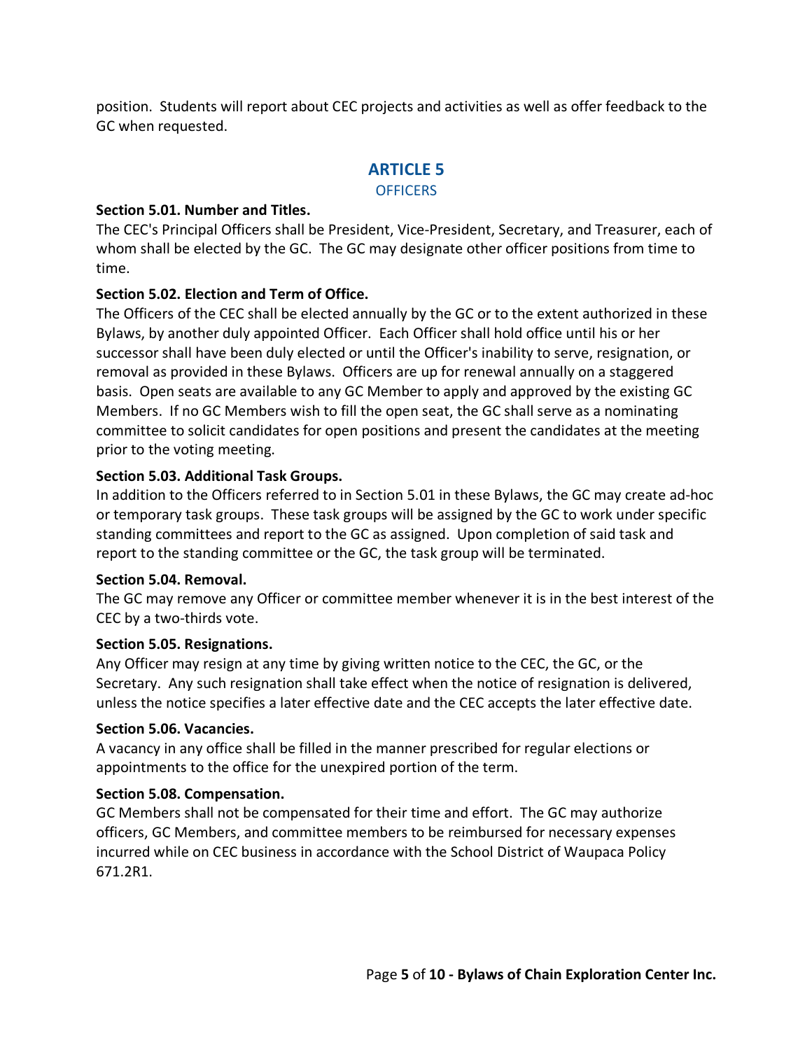position. Students will report about CEC projects and activities as well as offer feedback to the GC when requested.

## ARTICLE 5

### OFFICERS

**Section 5.01. Number and Titles.**

The CEC's Principal Officers shall be President, Vice-President, Secretary, and Treasurer, each of whom shall be elected by the GC. The GC may designate other officer positions from time to time.

**Section 5.02. Election and Term of Office.**

The Officers of the CEC shall be elected annually by the GC or to the extent authorized in these Bylaws, by another duly appointed Officer. Each Officer shall hold office until his or her successor shall have been duly elected or until the Officer's inability to serve, resignation, or removal as provided in these Bylaws. Officers are up for renewal annually on a staggered basis. Open seats are available to any GC Member to apply and approved by the existing GC Members. If no GC Members wish to fill the open seat, the GC shall serve as a nominating committee to solicit candidates for open positions and present the candidates at the meeting prior to the voting meeting.

**Section 5.03. Additional Task Groups.**

In addition to the Officers referred to in Section 5.01 in these Bylaws, the GC may create ad-hoc or temporary task groups. These task groups will be assigned by the GC to work under specific standing committees and report to the GC as assigned. Upon completion of said task and report to the standing committee or the GC, the task group will be terminated.

**Section 5.04. Removal.**

The GC may remove any Officer or committee member whenever it is in the best interest of the CEC by a two-thirds vote.

**Section 5.05. Resignations.**

Any Officer may resign at any time by giving written notice to the CEC, the GC, or the Secretary. Any such resignation shall take effect when the notice of resignation is delivered, unless the notice specifies a later effective date and the CEC accepts the later effective date.

**Section 5.06. Vacancies.**

A vacancy in any office shall be filled in the manner prescribed for regular elections or appointments to the office for the unexpired portion of the term.

**Section 5.08. Compensation.**

GC Members shall not be compensated for their time and effort. The GC may authorize officers, GC Members, and committee members to be reimbursed for necessary expenses incurred while on CEC business in accordance with the School District of Waupaca Policy 671.2R1.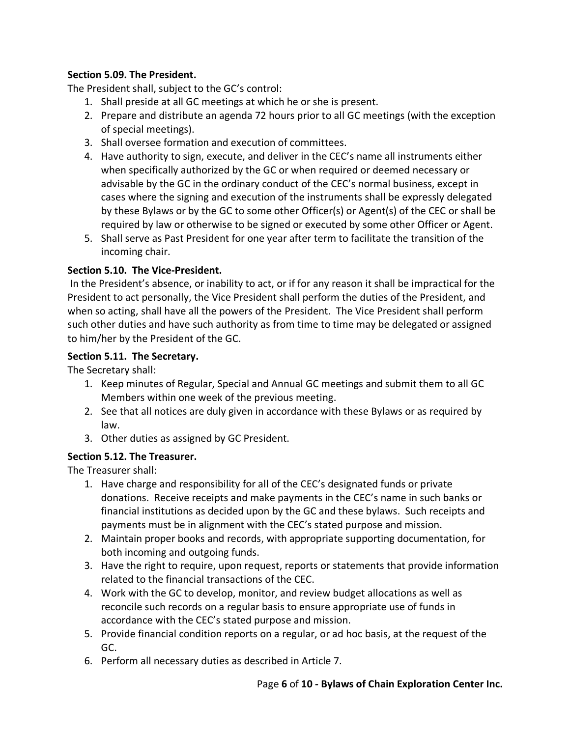**Section 5.09. The President.**

The President shall, subject to the GC's control:

1. Shall preside at all GC meetings at which he or she is present.
2. Prepare and distribute an agenda 72 hours prior to all GC meetings (with the exception of special meetings).
3. Shall oversee formation and execution of committees.
4. Have authority to sign, execute, and deliver in the CEC's name all instruments either when specifically authorized by the GC or when required or deemed necessary or advisable by the GC in the ordinary conduct of the CEC's normal business, except in cases where the signing and execution of the instruments shall be expressly delegated by these Bylaws or by the GC to some other Officer(s) or Agent(s) of the CEC or shall be required by law or otherwise to be signed or executed by some other Officer or Agent.
5. Shall serve as Past President for one year after term to facilitate the transition of the incoming chair.

**Section 5.10. The Vice-President.**

In the President's absence, or inability to act, or if for any reason it shall be impractical for the President to act personally, the Vice President shall perform the duties of the President, and when so acting, shall have all the powers of the President. The Vice President shall perform such other duties and have such authority as from time to time may be delegated or assigned to him/her by the President of the GC.

**Section 5.11. The Secretary.**

The Secretary shall:

1. Keep minutes of Regular, Special and Annual GC meetings and submit them to all GC Members within one week of the previous meeting.
2. See that all notices are duly given in accordance with these Bylaws or as required by law.
3. Other duties as assigned by GC President.

**Section 5.12. The Treasurer.**

The Treasurer shall:

1. Have charge and responsibility for all of the CEC's designated funds or private donations. Receive receipts and make payments in the CEC's name in such banks or financial institutions as decided upon by the GC and these bylaws. Such receipts and payments must be in alignment with the CEC's stated purpose and mission.
2. Maintain proper books and records, with appropriate supporting documentation, for both incoming and outgoing funds.
3. Have the right to require, upon request, reports or statements that provide information related to the financial transactions of the CEC.
4. Work with the GC to develop, monitor, and review budget allocations as well as reconcile such records on a regular basis to ensure appropriate use of funds in accordance with the CEC's stated purpose and mission.
5. Provide financial condition reports on a regular, or ad hoc basis, at the request of the GC.
6. Perform all necessary duties as described in Article 7.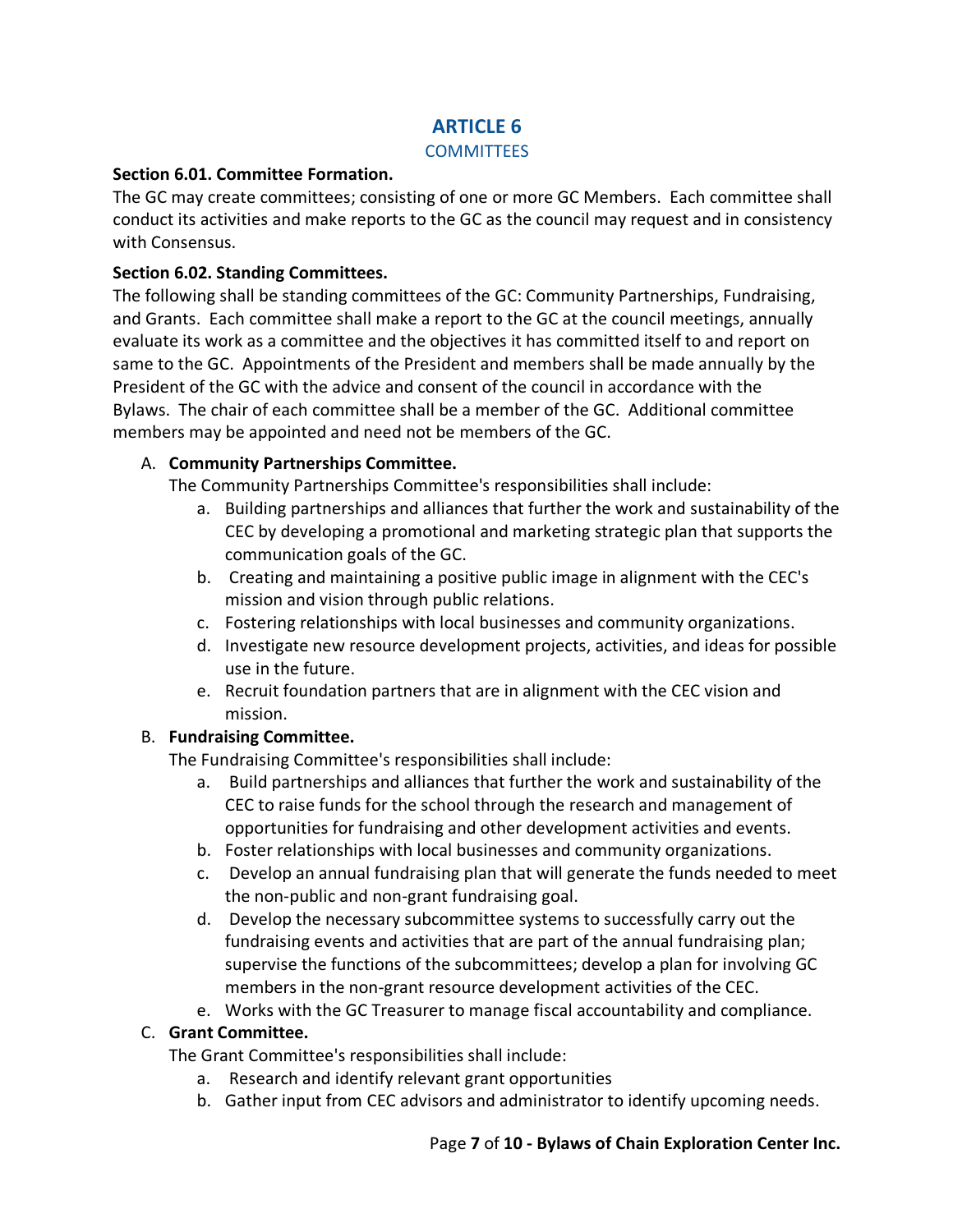# ARTICLE 6

## COMMITTEES

**Section 6.01. Committee Formation.**

The GC may create committees; consisting of one or more GC Members. Each committee shall conduct its activities and make reports to the GC as the council may request and in consistency with Consensus.

**Section 6.02. Standing Committees.**

The following shall be standing committees of the GC: Community Partnerships, Fundraising, and Grants. Each committee shall make a report to the GC at the council meetings, annually evaluate its work as a committee and the objectives it has committed itself to and report on same to the GC. Appointments of the President and members shall be made annually by the President of the GC with the advice and consent of the council in accordance with the Bylaws. The chair of each committee shall be a member of the GC. Additional committee members may be appointed and need not be members of the GC.

A. **Community Partnerships Committee.**

   The Community Partnerships Committee's responsibilities shall include:

   a. Building partnerships and alliances that further the work and sustainability of the CEC by developing a promotional and marketing strategic plan that supports the communication goals of the GC.
   b. Creating and maintaining a positive public image in alignment with the CEC's mission and vision through public relations.
   c. Fostering relationships with local businesses and community organizations.
   d. Investigate new resource development projects, activities, and ideas for possible use in the future.
   e. Recruit foundation partners that are in alignment with the CEC vision and mission.

B. **Fundraising Committee.**

   The Fundraising Committee's responsibilities shall include:

   a. Build partnerships and alliances that further the work and sustainability of the CEC to raise funds for the school through the research and management of opportunities for fundraising and other development activities and events.
   b. Foster relationships with local businesses and community organizations.
   c. Develop an annual fundraising plan that will generate the funds needed to meet the non-public and non-grant fundraising goal.
   d. Develop the necessary subcommittee systems to successfully carry out the fundraising events and activities that are part of the annual fundraising plan; supervise the functions of the subcommittees; develop a plan for involving GC members in the non-grant resource development activities of the CEC.
   e. Works with the GC Treasurer to manage fiscal accountability and compliance.

C. **Grant Committee.**

   The Grant Committee's responsibilities shall include:

   a. Research and identify relevant grant opportunities
   b. Gather input from CEC advisors and administrator to identify upcoming needs.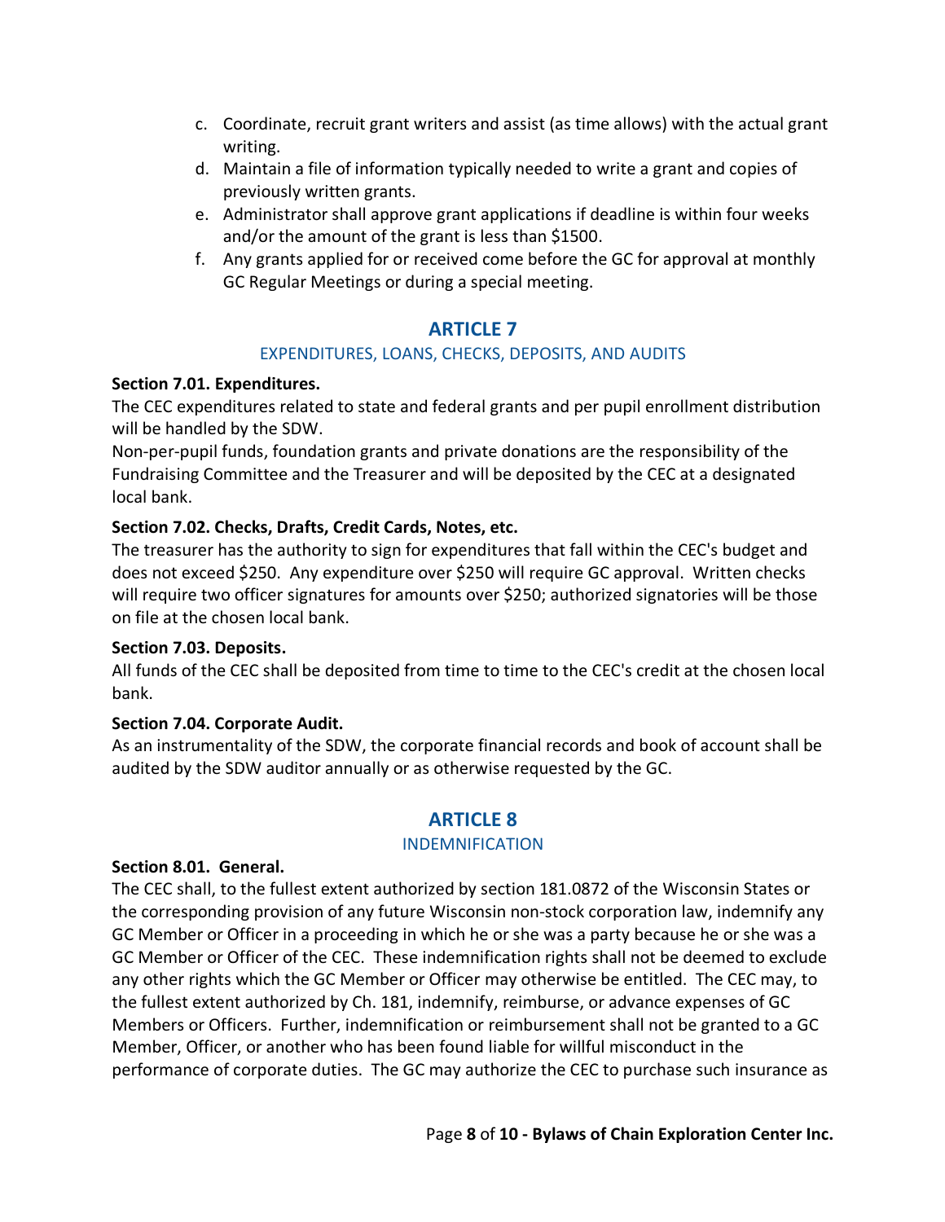c. Coordinate, recruit grant writers and assist (as time allows) with the actual grant writing.
d. Maintain a file of information typically needed to write a grant and copies of previously written grants.
e. Administrator shall approve grant applications if deadline is within four weeks and/or the amount of the grant is less than $1500.
f. Any grants applied for or received come before the GC for approval at monthly GC Regular Meetings or during a special meeting.

## ARTICLE 7

### EXPENDITURES, LOANS, CHECKS, DEPOSITS, AND AUDITS

**Section 7.01. Expenditures.**

The CEC expenditures related to state and federal grants and per pupil enrollment distribution will be handled by the SDW.

Non-per-pupil funds, foundation grants and private donations are the responsibility of the Fundraising Committee and the Treasurer and will be deposited by the CEC at a designated local bank.

**Section 7.02. Checks, Drafts, Credit Cards, Notes, etc.**

The treasurer has the authority to sign for expenditures that fall within the CEC's budget and does not exceed $250. Any expenditure over $250 will require GC approval. Written checks will require two officer signatures for amounts over $250; authorized signatories will be those on file at the chosen local bank.

**Section 7.03. Deposits.**

All funds of the CEC shall be deposited from time to time to the CEC's credit at the chosen local bank.

**Section 7.04. Corporate Audit.**

As an instrumentality of the SDW, the corporate financial records and book of account shall be audited by the SDW auditor annually or as otherwise requested by the GC.

## ARTICLE 8

### INDEMNIFICATION

**Section 8.01. General.**

The CEC shall, to the fullest extent authorized by section 181.0872 of the Wisconsin States or the corresponding provision of any future Wisconsin non-stock corporation law, indemnify any GC Member or Officer in a proceeding in which he or she was a party because he or she was a GC Member or Officer of the CEC. These indemnification rights shall not be deemed to exclude any other rights which the GC Member or Officer may otherwise be entitled. The CEC may, to the fullest extent authorized by Ch. 181, indemnify, reimburse, or advance expenses of GC Members or Officers. Further, indemnification or reimbursement shall not be granted to a GC Member, Officer, or another who has been found liable for willful misconduct in the performance of corporate duties. The GC may authorize the CEC to purchase such insurance as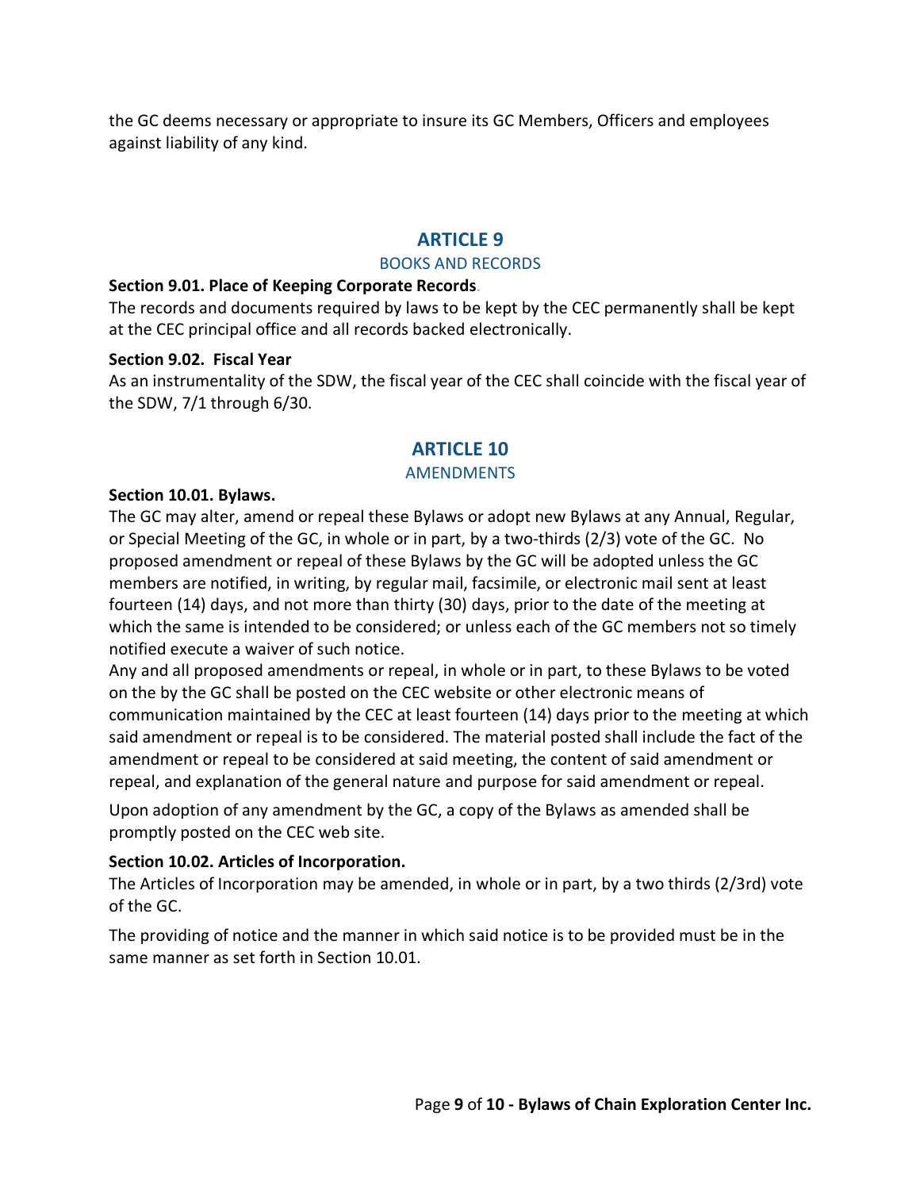the GC deems necessary or appropriate to insure its GC Members, Officers and employees against liability of any kind.

## ARTICLE 9

### BOOKS AND RECORDS

**Section 9.01. Place of Keeping Corporate Records.**
The records and documents required by laws to be kept by the CEC permanently shall be kept at the CEC principal office and all records backed electronically.

**Section 9.02. Fiscal Year**
As an instrumentality of the SDW, the fiscal year of the CEC shall coincide with the fiscal year of the SDW, 7/1 through 6/30.

## ARTICLE 10

### AMENDMENTS

**Section 10.01. Bylaws.**
The GC may alter, amend or repeal these Bylaws or adopt new Bylaws at any Annual, Regular, or Special Meeting of the GC, in whole or in part, by a two-thirds (2/3) vote of the GC. No proposed amendment or repeal of these Bylaws by the GC will be adopted unless the GC members are notified, in writing, by regular mail, facsimile, or electronic mail sent at least fourteen (14) days, and not more than thirty (30) days, prior to the date of the meeting at which the same is intended to be considered; or unless each of the GC members not so timely notified execute a waiver of such notice.
Any and all proposed amendments or repeal, in whole or in part, to these Bylaws to be voted on the by the GC shall be posted on the CEC website or other electronic means of communication maintained by the CEC at least fourteen (14) days prior to the meeting at which said amendment or repeal is to be considered. The material posted shall include the fact of the amendment or repeal to be considered at said meeting, the content of said amendment or repeal, and explanation of the general nature and purpose for said amendment or repeal.

Upon adoption of any amendment by the GC, a copy of the Bylaws as amended shall be promptly posted on the CEC web site.

**Section 10.02. Articles of Incorporation.**
The Articles of Incorporation may be amended, in whole or in part, by a two thirds (2/3rd) vote of the GC.

The providing of notice and the manner in which said notice is to be provided must be in the same manner as set forth in Section 10.01.